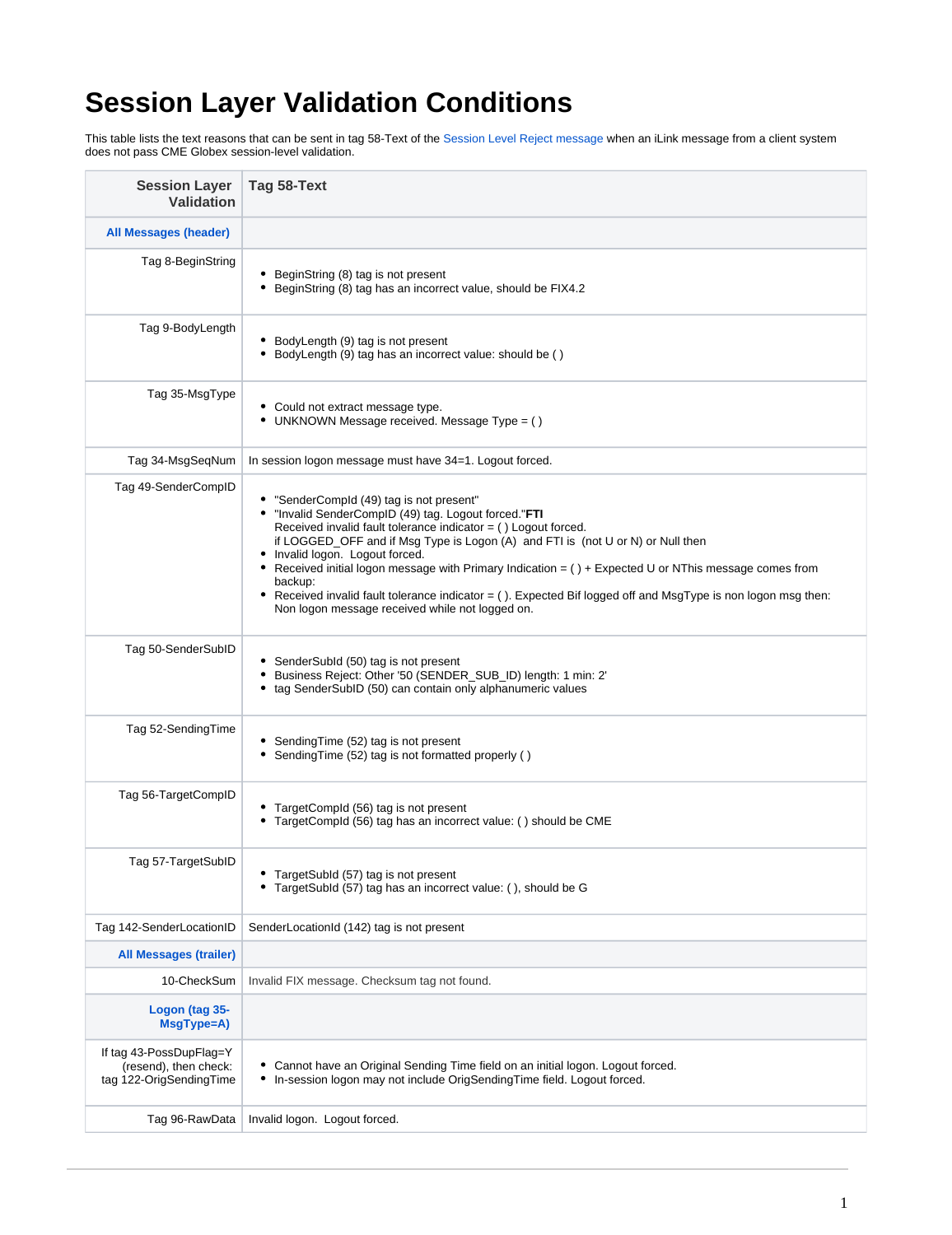# Session Layer Validation Conditions

This table lists the text reasons that can be sent in tag 58-Text of the Session Level Reject message when an iLink message from a client system does not pass CME Globex session-level validation.

| Session Layer Validation | Tag 58-Text |
|---|---|
| **All Messages (header)** | |
| Tag 8-BeginString | • BeginString (8) tag is not present<br>• BeginString (8) tag has an incorrect value, should be FIX4.2 |
| Tag 9-BodyLength | • BodyLength (9) tag is not present<br>• BodyLength (9) tag has an incorrect value: should be ( ) |
| Tag 35-MsgType | • Could not extract message type.<br>• UNKNOWN Message received. Message Type = ( ) |
| Tag 34-MsgSeqNum | In session logon message must have 34=1. Logout forced. |
| Tag 49-SenderCompID | • "SenderCompId (49) tag is not present"<br>• "Invalid SenderCompID (49) tag. Logout forced."**FTI** Received invalid fault tolerance indicator = ( ) Logout forced. if LOGGED_OFF and if Msg Type is Logon (A) and FTI is (not U or N) or Null then<br>• Invalid logon. Logout forced.<br>• Received initial logon message with Primary Indication = ( ) + Expected U or NThis message comes from backup:<br>• Received invalid fault tolerance indicator = ( ). Expected Bif logged off and MsgType is non logon msg then: Non logon message received while not logged on. |
| Tag 50-SenderSubID | • SenderSubId (50) tag is not present<br>• Business Reject: Other '50 (SENDER_SUB_ID) length: 1 min: 2'<br>• tag SenderSubID (50) can contain only alphanumeric values |
| Tag 52-SendingTime | • SendingTime (52) tag is not present<br>• SendingTime (52) tag is not formatted properly ( ) |
| Tag 56-TargetCompID | • TargetCompId (56) tag is not present<br>• TargetCompId (56) tag has an incorrect value: ( ) should be CME |
| Tag 57-TargetSubID | • TargetSubId (57) tag is not present<br>• TargetSubId (57) tag has an incorrect value: ( ), should be G |
| Tag 142-SenderLocationID | SenderLocationId (142) tag is not present |
| **All Messages (trailer)** | |
| 10-CheckSum | Invalid FIX message. Checksum tag not found. |
| **Logon (tag 35-MsgType=A)** | |
| If tag 43-PossDupFlag=Y (resend), then check: tag 122-OrigSendingTime | • Cannot have an Original Sending Time field on an initial logon. Logout forced.<br>• In-session logon may not include OrigSendingTime field. Logout forced. |
| Tag 96-RawData | Invalid logon. Logout forced. |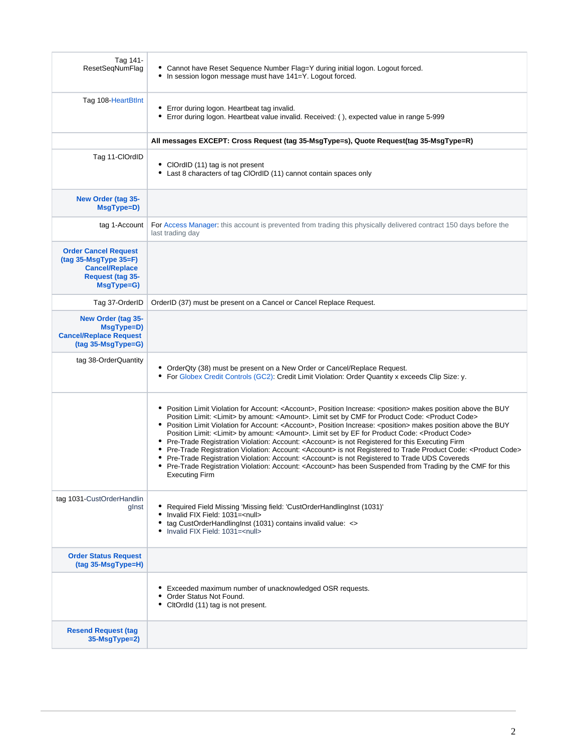| | |
|---|---|
| Tag 141-ResetSeqNumFlag | • Cannot have Reset Sequence Number Flag=Y during initial logon. Logout forced.<br>• In session logon message must have 141=Y. Logout forced. |
| Tag 108-HeartBtInt | • Error during logon. Heartbeat tag invalid.<br>• Error during logon. Heartbeat value invalid. Received: ( ), expected value in range 5-999 |
| | **All messages EXCEPT: Cross Request (tag 35-MsgType=s), Quote Request(tag 35-MsgType=R)** |
| Tag 11-ClOrdID | • ClOrdID (11) tag is not present<br>• Last 8 characters of tag ClOrdID (11) cannot contain spaces only |
| **New Order (tag 35-MsgType=D)** | |
| tag 1-Account | For Access Manager: this account is prevented from trading this physically delivered contract 150 days before the last trading day |
| **Order Cancel Request (tag 35-MsgType 35=F) Cancel/Replace Request (tag 35-MsgType=G)** | |
| Tag 37-OrderID | OrderID (37) must be present on a Cancel or Cancel Replace Request. |
| **New Order (tag 35-MsgType=D) Cancel/Replace Request (tag 35-MsgType=G)** | |
| tag 38-OrderQuantity | • OrderQty (38) must be present on a New Order or Cancel/Replace Request.<br>• For Globex Credit Controls (GC2): Credit Limit Violation: Order Quantity x exceeds Clip Size: y. |
| | • Position Limit Violation for Account: <Account>, Position Increase: <position> makes position above the BUY Position Limit: <Limit> by amount: <Amount>. Limit set by CMF for Product Code: <Product Code><br>• Position Limit Violation for Account: <Account>, Position Increase: <position> makes position above the BUY Position Limit: <Limit> by amount: <Amount>. Limit set by EF for Product Code: <Product Code><br>• Pre-Trade Registration Violation: Account: <Account> is not Registered for this Executing Firm<br>• Pre-Trade Registration Violation: Account: <Account> is not Registered to Trade Product Code: <Product Code><br>• Pre-Trade Registration Violation: Account: <Account> is not Registered to Trade UDS Covereds<br>• Pre-Trade Registration Violation: Account: <Account> has been Suspended from Trading by the CMF for this Executing Firm |
| tag 1031-CustOrderHandlingInst | • Required Field Missing 'Missing field: 'CustOrderHandlingInst (1031)'<br>• Invalid FIX Field: 1031=<null><br>• tag CustOrderHandlingInst (1031) contains invalid value: <><br>• Invalid FIX Field: 1031=<null> |
| **Order Status Request (tag 35-MsgType=H)** | |
| | • Exceeded maximum number of unacknowledged OSR requests.<br>• Order Status Not Found.<br>• CltOrdId (11) tag is not present. |
| **Resend Request (tag 35-MsgType=2)** | |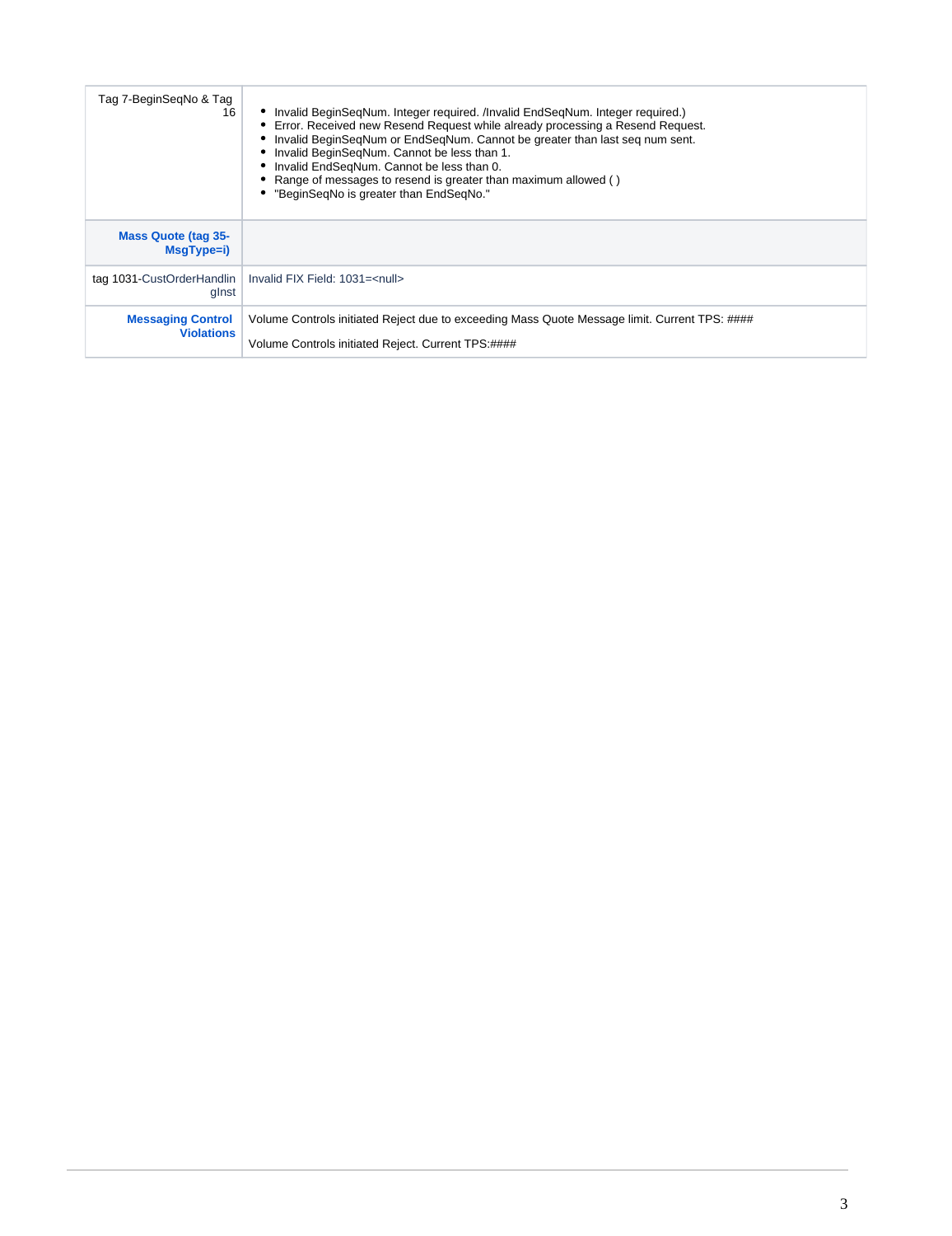| | |
|---|---|
| Tag 7-BeginSeqNo & Tag 16 | • Invalid BeginSeqNum. Integer required. /Invalid EndSeqNum. Integer required.)<br>• Error. Received new Resend Request while already processing a Resend Request.<br>• Invalid BeginSeqNum or EndSeqNum. Cannot be greater than last seq num sent.<br>• Invalid BeginSeqNum. Cannot be less than 1.<br>• Invalid EndSeqNum. Cannot be less than 0.<br>• Range of messages to resend is greater than maximum allowed ( )<br>• "BeginSeqNo is greater than EndSeqNo." |
| **Mass Quote (tag 35-MsgType=i)** | |
| tag 1031-CustOrderHandlingInst | Invalid FIX Field: 1031=<null> |
| **Messaging Control Violations** | Volume Controls initiated Reject due to exceeding Mass Quote Message limit. Current TPS: ####<br><br>Volume Controls initiated Reject. Current TPS:#### |